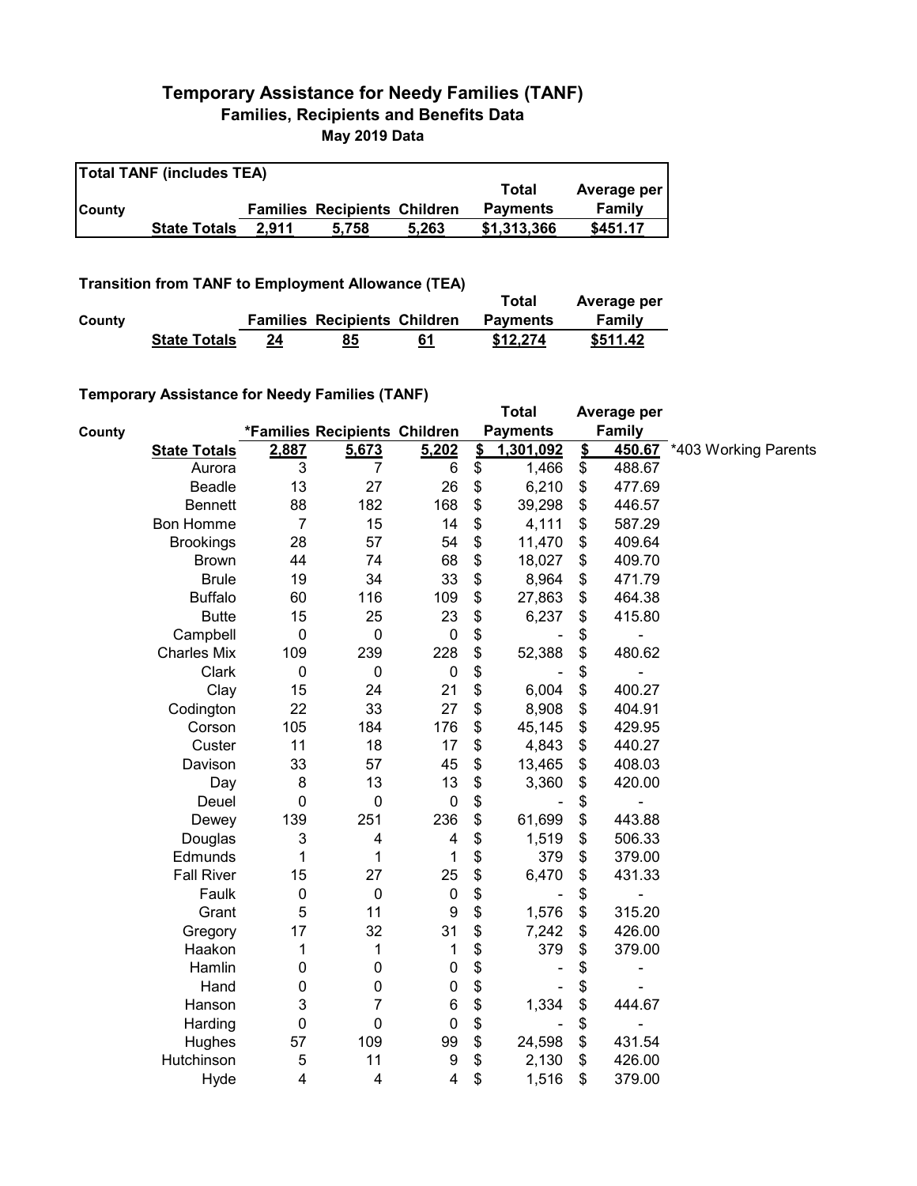# Temporary Assistance for Needy Families (TANF)

## Families, Recipients and Benefits Data

### May 2019 Data

**Total TANF (includes TEA)**

| County | | Families | Recipients | Children | Total Payments | Average per Family |
|---|---|---|---|---|---|---|
| | **State Totals** | **2,911** | **5,758** | **5,263** | **$1,313,366** | **$451.17** |

**Transition from TANF to Employment Allowance (TEA)**

| County | | Families | Recipients | Children | Total Payments | Average per Family |
|---|---|---|---|---|---|---|
| | **State Totals** | **24** | **85** | **61** | **$12,274** | **$511.42** |

**Temporary Assistance for Needy Families (TANF)**

| County | | *Families | Recipients | Children | Total Payments | Average per Family | |
|---|---|---|---|---|---|---|---|
| | **State Totals** | **2,887** | **5,673** | **5,202** | **$ 1,301,092** | **$ 450.67** | *403 Working Parents |
| | Aurora | 3 | 7 | 6 | $ 1,466 | $ 488.67 | |
| | Beadle | 13 | 27 | 26 | $ 6,210 | $ 477.69 | |
| | Bennett | 88 | 182 | 168 | $ 39,298 | $ 446.57 | |
| | Bon Homme | 7 | 15 | 14 | $ 4,111 | $ 587.29 | |
| | Brookings | 28 | 57 | 54 | $ 11,470 | $ 409.64 | |
| | Brown | 44 | 74 | 68 | $ 18,027 | $ 409.70 | |
| | Brule | 19 | 34 | 33 | $ 8,964 | $ 471.79 | |
| | Buffalo | 60 | 116 | 109 | $ 27,863 | $ 464.38 | |
| | Butte | 15 | 25 | 23 | $ 6,237 | $ 415.80 | |
| | Campbell | 0 | 0 | 0 | $ - | $ - | |
| | Charles Mix | 109 | 239 | 228 | $ 52,388 | $ 480.62 | |
| | Clark | 0 | 0 | 0 | $ - | $ - | |
| | Clay | 15 | 24 | 21 | $ 6,004 | $ 400.27 | |
| | Codington | 22 | 33 | 27 | $ 8,908 | $ 404.91 | |
| | Corson | 105 | 184 | 176 | $ 45,145 | $ 429.95 | |
| | Custer | 11 | 18 | 17 | $ 4,843 | $ 440.27 | |
| | Davison | 33 | 57 | 45 | $ 13,465 | $ 408.03 | |
| | Day | 8 | 13 | 13 | $ 3,360 | $ 420.00 | |
| | Deuel | 0 | 0 | 0 | $ - | $ - | |
| | Dewey | 139 | 251 | 236 | $ 61,699 | $ 443.88 | |
| | Douglas | 3 | 4 | 4 | $ 1,519 | $ 506.33 | |
| | Edmunds | 1 | 1 | 1 | $ 379 | $ 379.00 | |
| | Fall River | 15 | 27 | 25 | $ 6,470 | $ 431.33 | |
| | Faulk | 0 | 0 | 0 | $ - | $ - | |
| | Grant | 5 | 11 | 9 | $ 1,576 | $ 315.20 | |
| | Gregory | 17 | 32 | 31 | $ 7,242 | $ 426.00 | |
| | Haakon | 1 | 1 | 1 | $ 379 | $ 379.00 | |
| | Hamlin | 0 | 0 | 0 | $ - | $ - | |
| | Hand | 0 | 0 | 0 | $ - | $ - | |
| | Hanson | 3 | 7 | 6 | $ 1,334 | $ 444.67 | |
| | Harding | 0 | 0 | 0 | $ - | $ - | |
| | Hughes | 57 | 109 | 99 | $ 24,598 | $ 431.54 | |
| | Hutchinson | 5 | 11 | 9 | $ 2,130 | $ 426.00 | |
| | Hyde | 4 | 4 | 4 | $ 1,516 | $ 379.00 | |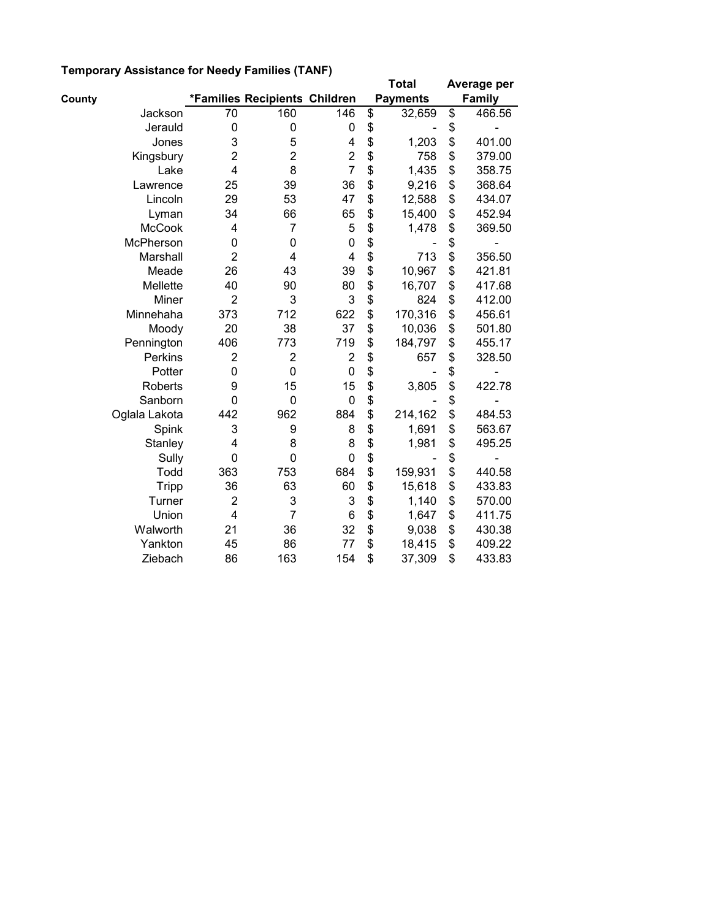**Temporary Assistance for Needy Families (TANF)**

| County | *Families | Recipients | Children | Total Payments | Average per Family |
|---|---|---|---|---|---|
| Jackson | 70 | 160 | 146 | $ 32,659 | $ 466.56 |
| Jerauld | 0 | 0 | 0 | $ - | $ - |
| Jones | 3 | 5 | 4 | $ 1,203 | $ 401.00 |
| Kingsbury | 2 | 2 | 2 | $ 758 | $ 379.00 |
| Lake | 4 | 8 | 7 | $ 1,435 | $ 358.75 |
| Lawrence | 25 | 39 | 36 | $ 9,216 | $ 368.64 |
| Lincoln | 29 | 53 | 47 | $ 12,588 | $ 434.07 |
| Lyman | 34 | 66 | 65 | $ 15,400 | $ 452.94 |
| McCook | 4 | 7 | 5 | $ 1,478 | $ 369.50 |
| McPherson | 0 | 0 | 0 | $ - | $ - |
| Marshall | 2 | 4 | 4 | $ 713 | $ 356.50 |
| Meade | 26 | 43 | 39 | $ 10,967 | $ 421.81 |
| Mellette | 40 | 90 | 80 | $ 16,707 | $ 417.68 |
| Miner | 2 | 3 | 3 | $ 824 | $ 412.00 |
| Minnehaha | 373 | 712 | 622 | $ 170,316 | $ 456.61 |
| Moody | 20 | 38 | 37 | $ 10,036 | $ 501.80 |
| Pennington | 406 | 773 | 719 | $ 184,797 | $ 455.17 |
| Perkins | 2 | 2 | 2 | $ 657 | $ 328.50 |
| Potter | 0 | 0 | 0 | $ - | $ - |
| Roberts | 9 | 15 | 15 | $ 3,805 | $ 422.78 |
| Sanborn | 0 | 0 | 0 | $ - | $ - |
| Oglala Lakota | 442 | 962 | 884 | $ 214,162 | $ 484.53 |
| Spink | 3 | 9 | 8 | $ 1,691 | $ 563.67 |
| Stanley | 4 | 8 | 8 | $ 1,981 | $ 495.25 |
| Sully | 0 | 0 | 0 | $ - | $ - |
| Todd | 363 | 753 | 684 | $ 159,931 | $ 440.58 |
| Tripp | 36 | 63 | 60 | $ 15,618 | $ 433.83 |
| Turner | 2 | 3 | 3 | $ 1,140 | $ 570.00 |
| Union | 4 | 7 | 6 | $ 1,647 | $ 411.75 |
| Walworth | 21 | 36 | 32 | $ 9,038 | $ 430.38 |
| Yankton | 45 | 86 | 77 | $ 18,415 | $ 409.22 |
| Ziebach | 86 | 163 | 154 | $ 37,309 | $ 433.83 |